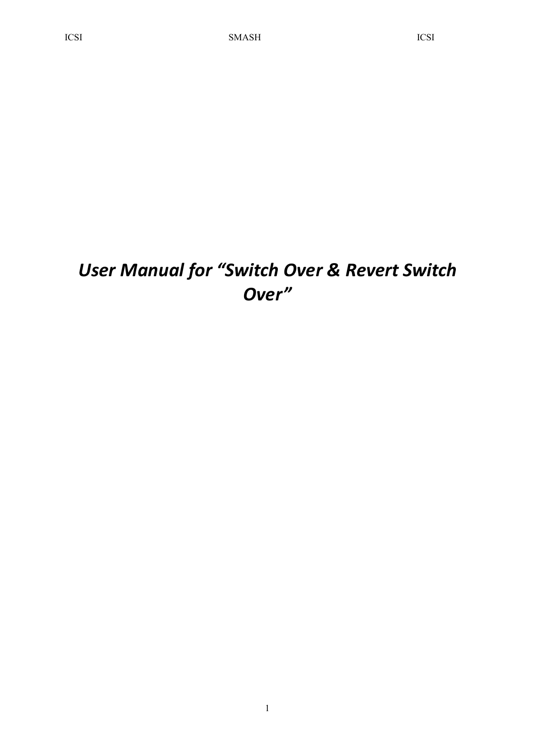# *User Manual for "Switch Over & Revert Switch Over"*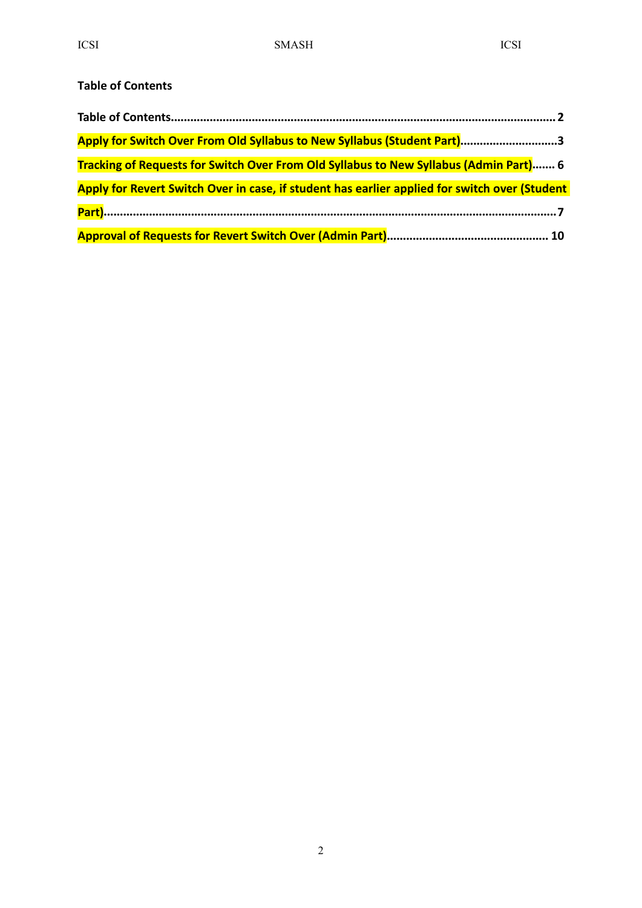**Table of Contents**

**Table of Contents........................................................................................................................ 2**

**Apply for Switch Over From Old Syllabus to New Syllabus (Student Part)..............................3**

**Tracking of Requests for Switch Over From Old Syllabus to New Syllabus (Admin Part)....... 6**

**Apply for Revert Switch Over in case, if student has earlier applied for switch over (Student Part)..........................................................................................................................................7**

**Approval of Requests for Revert Switch Over (Admin Part)................................................. 10**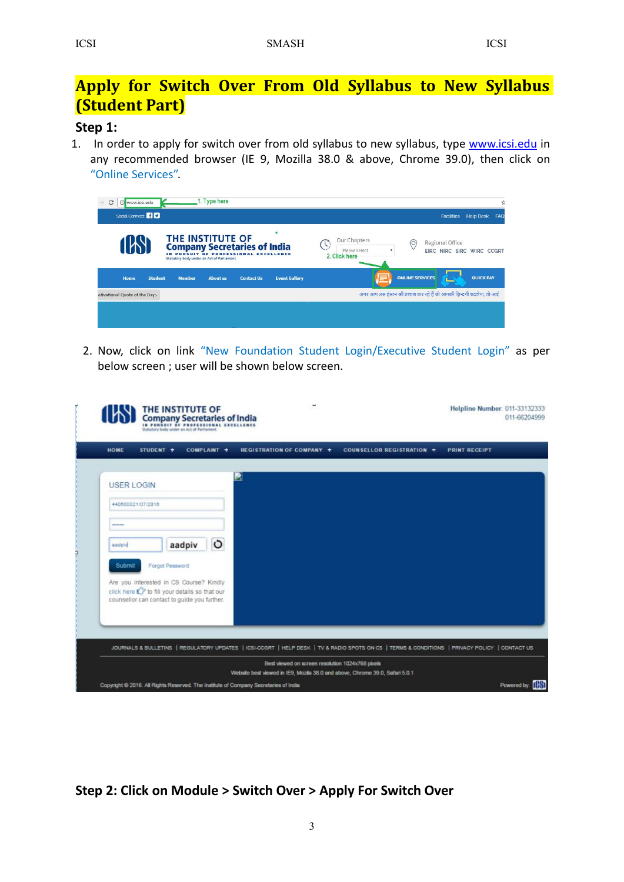# Apply for Switch Over From Old Syllabus to New Syllabus (Student Part)

## Step 1:

1. In order to apply for switch over from old syllabus to new syllabus, type www.icsi.edu in any recommended browser (IE 9, Mozilla 38.0 & above, Chrome 39.0), then click on "Online Services".

2. Now, click on link "New Foundation Student Login/Executive Student Login" as per below screen ; user will be shown below screen.

## Step 2: Click on Module > Switch Over > Apply For Switch Over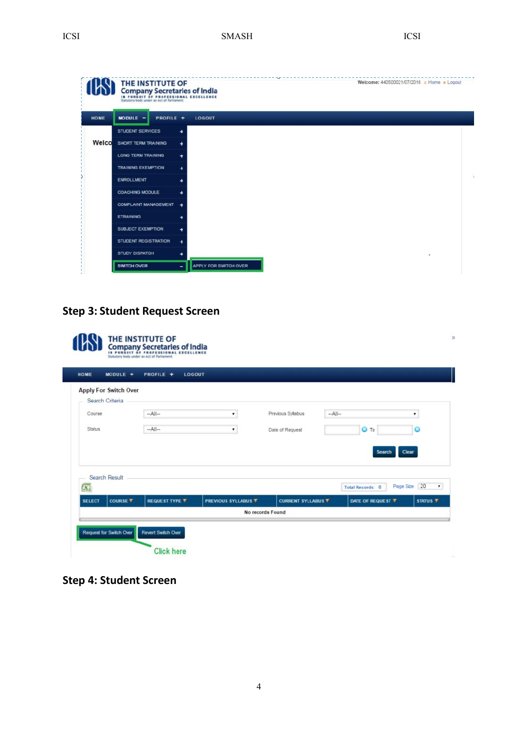## Step 3: Student Request Screen

## Step 4: Student Screen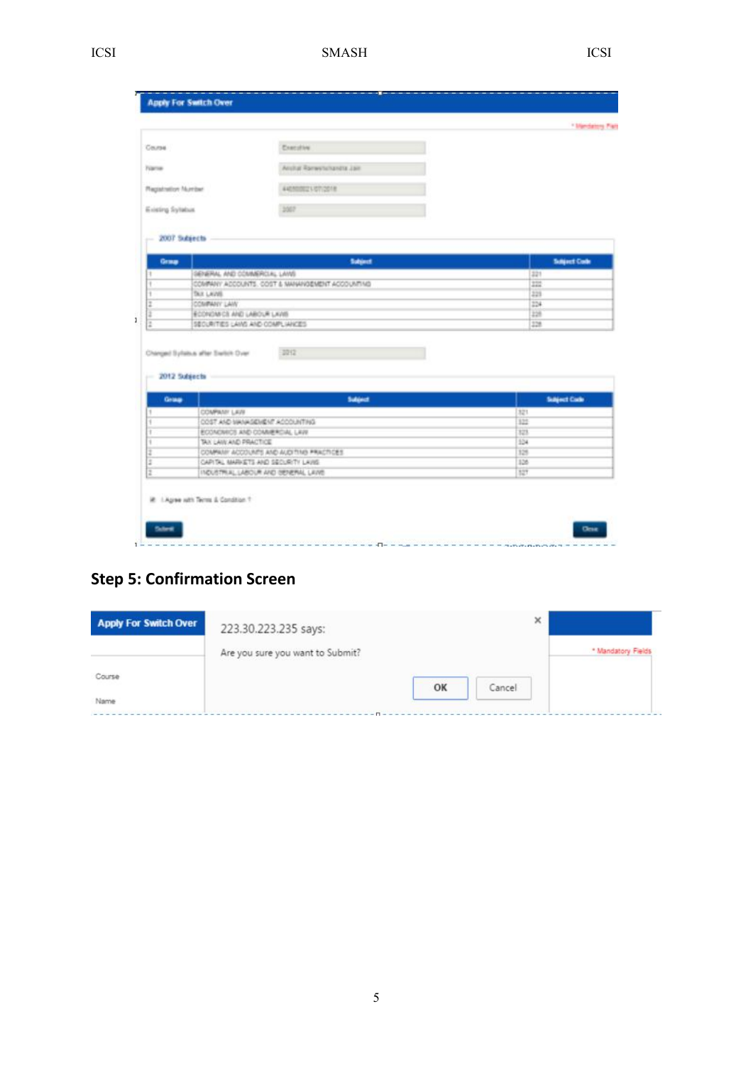**Apply For Switch Over**

\* Mandatory Field

Course: Executive

Name: Anchal Rameshchandra Jain

Registration Number: 440000021/07/2016

Existing Syllabus: 2007

2007 Subjects

| Group | Subject | Subject Code |
|---|---|---|
| 1 | GENERAL AND COMMERCIAL LAWS | 221 |
| 1 | COMPANY ACCOUNTS, COST & MANAGEMENT ACCOUNTING | 222 |
| 1 | TAX LAWS | 223 |
| 2 | COMPANY LAW | 224 |
| 2 | ECONOMICS AND LABOUR LAWS | 225 |
| 2 | SECURITIES LAWS AND COMPLIANCES | 226 |

Changed Syllabus after Switch Over: 2012

2012 Subjects

| Group | Subject | Subject Code |
|---|---|---|
| 1 | COMPANY LAW | 321 |
| 1 | COST AND MANAGEMENT ACCOUNTING | 322 |
| 1 | ECONOMICS AND COMMERCIAL LAW | 323 |
| 1 | TAX LAW AND PRACTICE | 324 |
| 2 | COMPANY ACCOUNTS AND AUDITING PRACTICES | 325 |
| 2 | CAPITAL MARKETS AND SECURITY LAWS | 326 |
| 2 | INDUSTRIAL LABOUR AND GENERAL LAWS | 327 |

I Agree with Terms & Condition ?

Submit | Close

## Step 5: Confirmation Screen

Apply For Switch Over

223.30.223.235 says:

Are you sure you want to Submit?

OK | Cancel

\* Mandatory Fields

Course

Name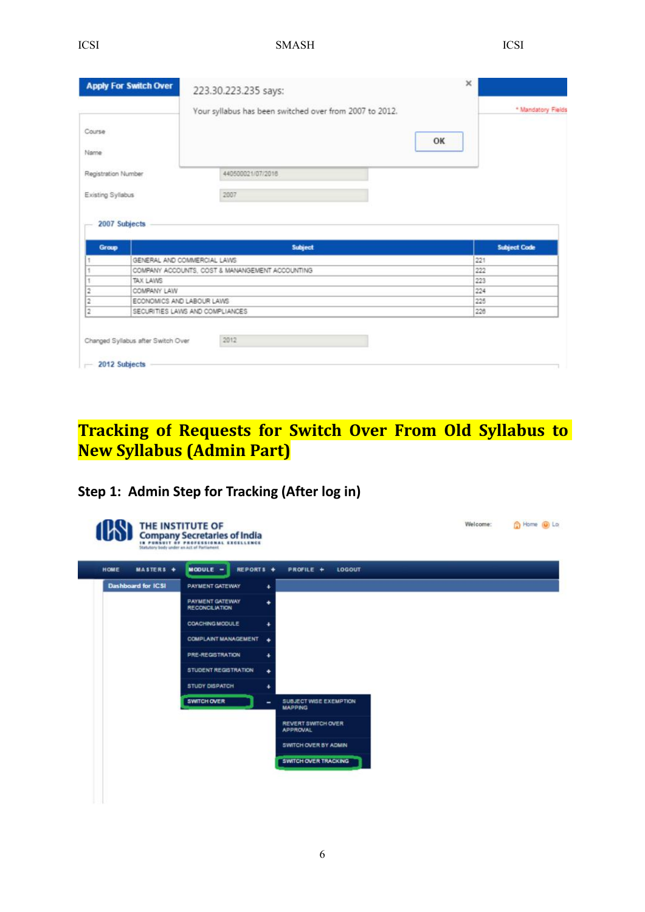Apply For Switch Over

223.30.223.235 says:

Your syllabus has been switched over from 2007 to 2012.

OK

\* Mandatory Fields

Course

Name

Registration Number: 440500021/07/2016

Existing Syllabus: 2007

2007 Subjects

| Group | Subject | Subject Code |
|---|---|---|
| 1 | GENERAL AND COMMERCIAL LAWS | 221 |
| 1 | COMPANY ACCOUNTS, COST & MANANGEMENT ACCOUNTING | 222 |
| 1 | TAX LAWS | 223 |
| 2 | COMPANY LAW | 224 |
| 2 | ECONOMICS AND LABOUR LAWS | 225 |
| 2 | SECURITIES LAWS AND COMPLIANCES | 226 |

Changed Syllabus after Switch Over: 2012

2012 Subjects

# Tracking of Requests for Switch Over From Old Syllabus to New Syllabus (Admin Part)

## Step 1: Admin Step for Tracking (After log in)

THE INSTITUTE OF Company Secretaries of India

IN PURSUIT OF PROFESSIONAL EXCELLENCE

Statutory body under an Act of Parliament

Welcome: Home Lo

HOME | MASTERS + | MODULE − | REPORTS + | PROFILE + | LOGOUT

Dashboard for ICSI

- PAYMENT GATEWAY +
- PAYMENT GATEWAY RECONCILIATION +
- COACHING MODULE +
- COMPLAINT MANAGEMENT +
- PRE-REGISTRATION +
- STUDENT REGISTRATION +
- STUDY DISPATCH +
- SWITCH OVER −
  - SUBJECT WISE EXEMPTION MAPPING
  - REVERT SWITCH OVER APPROVAL
  - SWITCH OVER BY ADMIN
  - SWITCH OVER TRACKING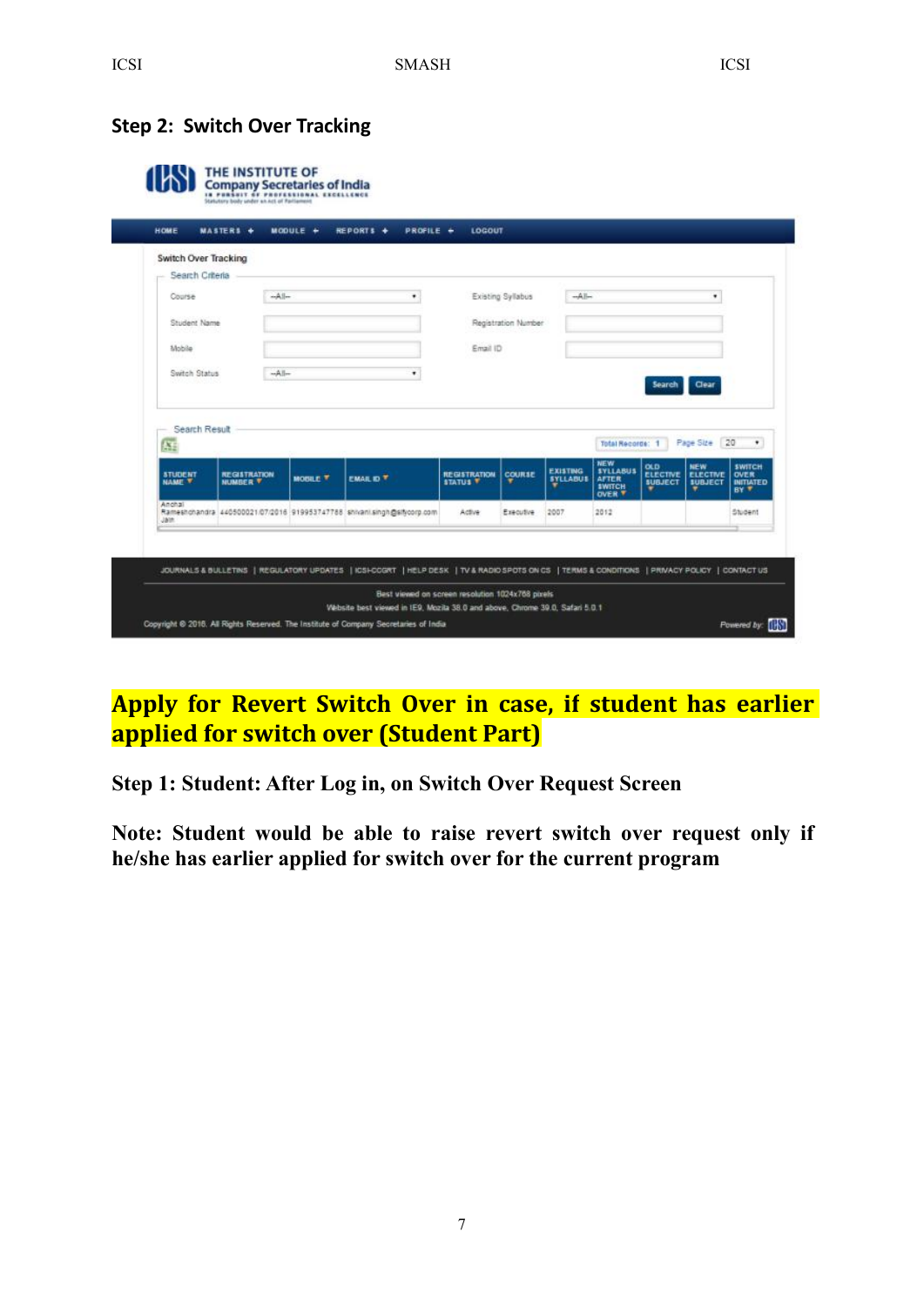## Step 2: Switch Over Tracking

THE INSTITUTE OF Company Secretaries of India

HOME | MASTERS | MODULE | REPORTS | PROFILE | LOGOUT

Switch Over Tracking

Search Criteria

Course: --All--
Existing Syllabus: --All--
Student Name:
Registration Number:
Mobile:
Email ID:
Switch Status: --All--

Search | Clear

Search Result

Total Records: 1 | Page Size: 20

| STUDENT NAME | REGISTRATION NUMBER | MOBILE | EMAIL ID | REGISTRATION STATUS | COURSE | EXISTING SYLLABUS | NEW SYLLABUS AFTER SWITCH OVER | OLD ELECTIVE SUBJECT | NEW ELECTIVE SUBJECT | SWITCH OVER INITIATED BY |
|---|---|---|---|---|---|---|---|---|---|---|
| Anchal Rameshchandra Jain | 440500021/07/2016 | 919953747788 | shivani.singh@sifycorp.com | Active | Executive | 2007 | 2012 | | | Student |

JOURNALS & BULLETINS | REGULATORY UPDATES | ICSI-CCGRT | HELP DESK | TV & RADIO SPOTS ON CS | TERMS & CONDITIONS | PRIVACY POLICY | CONTACT US

Best viewed on screen resolution 1024x768 pixels
Website best viewed in IE9, Mozila 38.0 and above, Chrome 39.0, Safari 5.0.1

Copyright © 2016. All Rights Reserved. The Institute of Company Secretaries of India

Powered by: ICSI

## Apply for Revert Switch Over in case, if student has earlier applied for switch over (Student Part)

**Step 1: Student: After Log in, on Switch Over Request Screen**

**Note: Student would be able to raise revert switch over request only if he/she has earlier applied for switch over for the current program**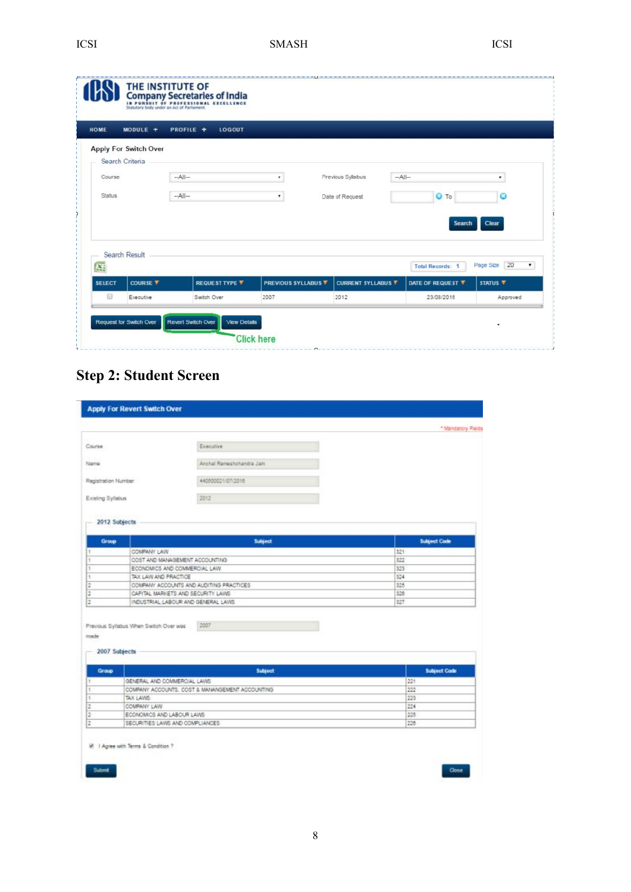**THE INSTITUTE OF Company Secretaries of India**
IN PURSUIT OF PROFESSIONAL EXCELLENCE
Statutory body under an Act of Parliament

HOME | MODULE + | PROFILE + | LOGOUT

**Apply For Switch Over**

Search Criteria

Course: --All-- | Previous Syllabus: --All--

Status: --All-- | Date of Request: ___ To ___

Search | Clear

Search Result

Total Records: 1 | Page Size: 20

| SELECT | COURSE | REQUEST TYPE | PREVIOUS SYLLABUS | CURRENT SYLLABUS | DATE OF REQUEST | STATUS |
|---|---|---|---|---|---|---|
| ☐ | Executive | Switch Over | 2007 | 2012 | 23/08/2016 | Approved |

Request for Switch Over | Revert Switch Over | View Details

Click here

## Step 2: Student Screen

**Apply For Revert Switch Over**

\* Mandatory Fields

Course: Executive

Name: Anchal Rameshchandra Jain

Registration Number: 440600021/07/2016

Existing Syllabus: 2012

**2012 Subjects**

| Group | Subject | Subject Code |
|---|---|---|
| 1 | COMPANY LAW | 321 |
| 1 | COST AND MANAGEMENT ACCOUNTING | 322 |
| 1 | ECONOMICS AND COMMERCIAL LAW | 323 |
| 1 | TAX LAW AND PRACTICE | 324 |
| 2 | COMPANY ACCOUNTS AND AUDITING PRACTICES | 325 |
| 2 | CAPITAL MARKETS AND SECURITY LAWS | 326 |
| 2 | INDUSTRIAL LABOUR AND GENERAL LAWS | 327 |

Previous Syllabus When Switch Over was made: 2007

**2007 Subjects**

| Group | Subject | Subject Code |
|---|---|---|
| 1 | GENERAL AND COMMERCIAL LAWS | 221 |
| 1 | COMPANY ACCOUNTS, COST & MANANGEMENT ACCOUNTING | 222 |
| 1 | TAX LAWS | 223 |
| 2 | COMPANY LAW | 224 |
| 2 | ECONOMICS AND LABOUR LAWS | 225 |
| 2 | SECURITIES LAWS AND COMPLIANCES | 226 |

☑ I Agree with Terms & Condition ?

Submit | Close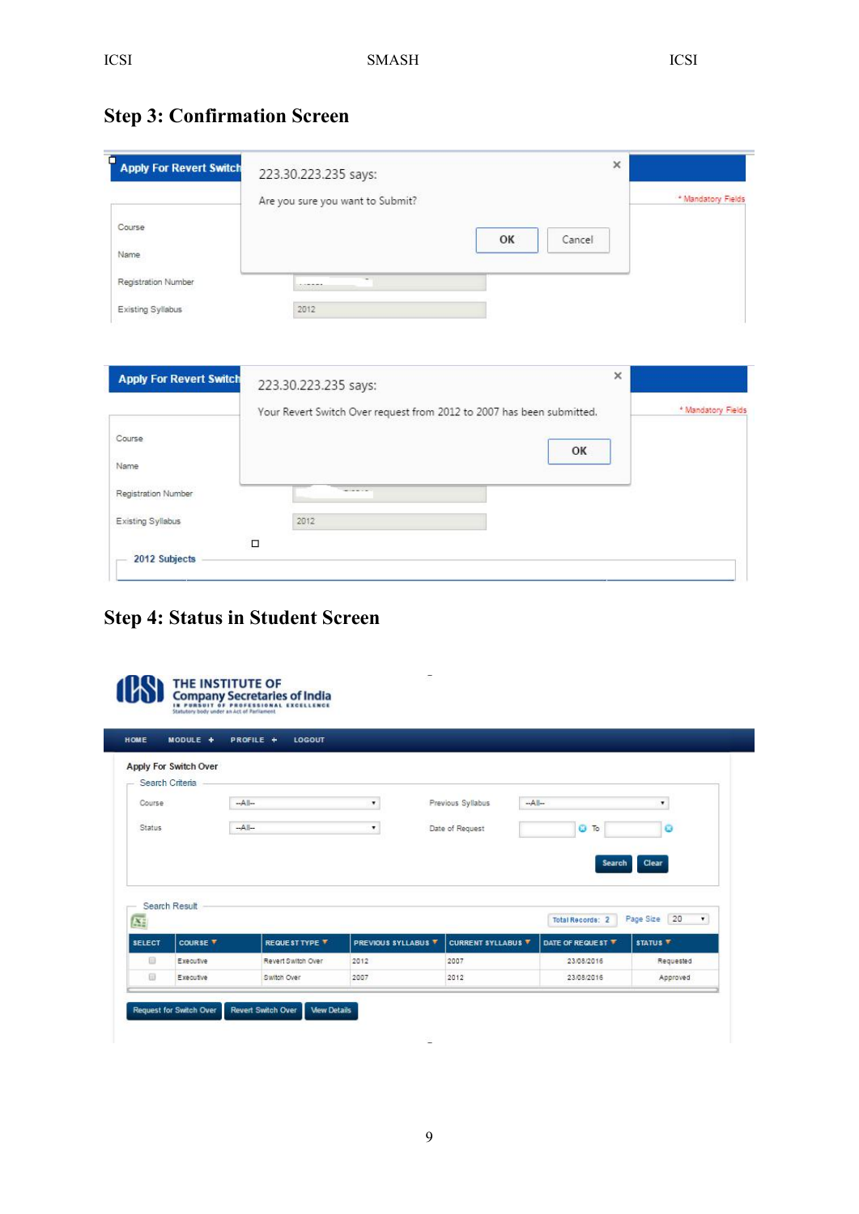## Step 3: Confirmation Screen

Apply For Revert Switch

223.30.223.235 says:

Are you sure you want to Submit?

OK Cancel

\* Mandatory Fields

Course

Name

Registration Number

Existing Syllabus 2012

Apply For Revert Switch

223.30.223.235 says:

Your Revert Switch Over request from 2012 to 2007 has been submitted.

OK

\* Mandatory Fields

Course

Name

Registration Number

Existing Syllabus 2012

2012 Subjects

## Step 4: Status in Student Screen

THE INSTITUTE OF Company Secretaries of India

IN PURSUIT OF PROFESSIONAL EXCELLENCE

Statutory body under an Act of Parliament

HOME MODULE + PROFILE + LOGOUT

Apply For Switch Over

Search Criteria

Course --All-- Previous Syllabus --All--

Status --All-- Date of Request To

Search Clear

Search Result

Total Records: 2 Page Size 20

| SELECT | COURSE | REQUEST TYPE | PREVIOUS SYLLABUS | CURRENT SYLLABUS | DATE OF REQUEST | STATUS |
|---|---|---|---|---|---|---|
| | Executive | Revert Switch Over | 2012 | 2007 | 23/08/2016 | Requested |
| | Executive | Switch Over | 2007 | 2012 | 23/08/2016 | Approved |

Request for Switch Over | Revert Switch Over | View Details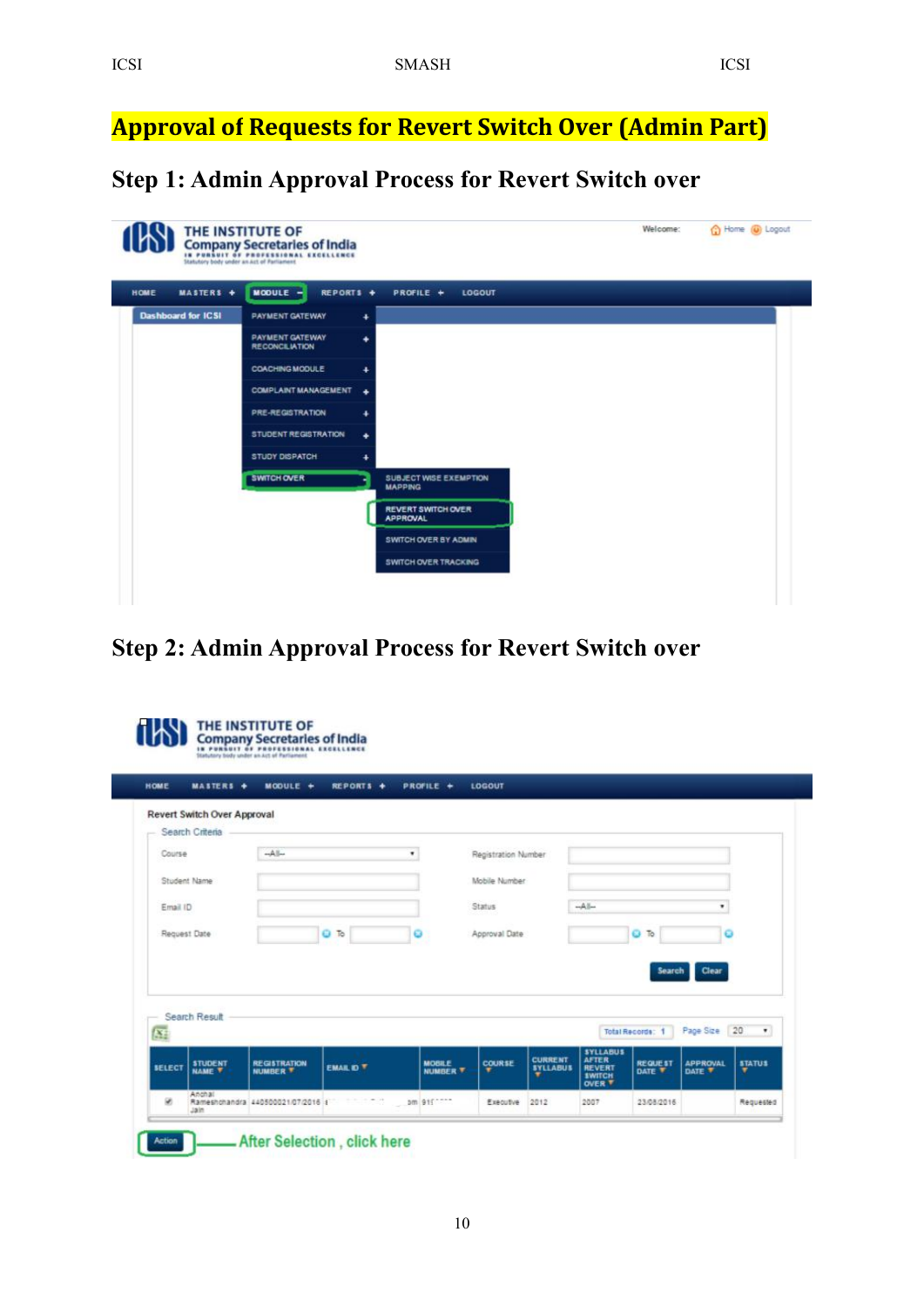# Approval of Requests for Revert Switch Over (Admin Part)

## Step 1: Admin Approval Process for Revert Switch over

## Step 2: Admin Approval Process for Revert Switch over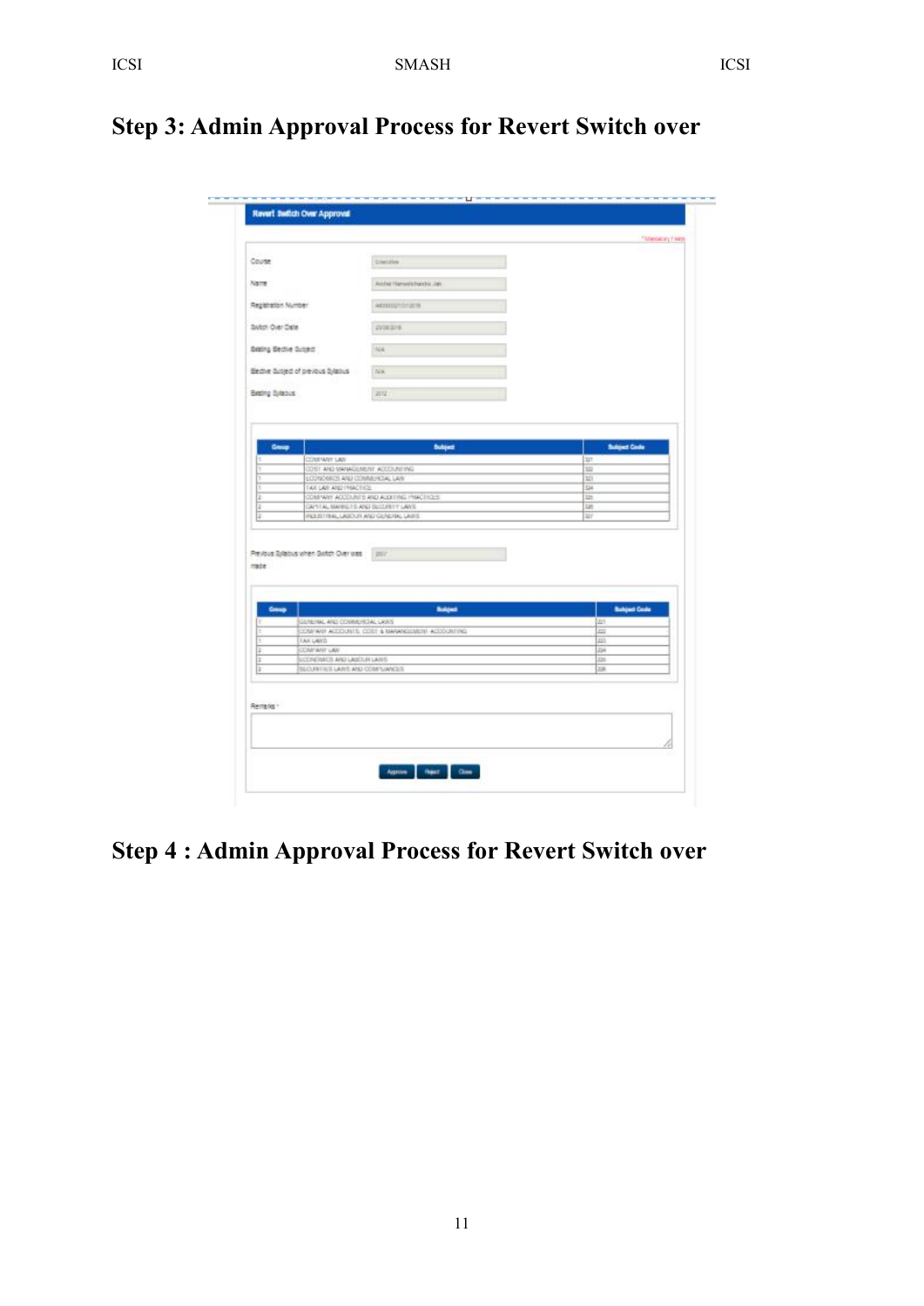## Step 3: Admin Approval Process for Revert Switch over

**Revert Switch Over Approval**

* Mandatory Fields

Course: Executive

Name: Aksha Rameshchandra Jain

Registration Number:

Switch Over Date:

Existing Elective Subject: N/A

Elective Subject of previous Syllabus: N/A

Existing Syllabus: 2012

| Group | Subject | Subject Code |
|---|---|---|
| 1 | COMPANY LAW | 321 |
| 1 | COST AND MANAGEMENT ACCOUNTING | 322 |
| 1 | ECONOMICS AND COMMERCIAL LAW | 323 |
| 1 | TAX LAW AND PRACTICE | 324 |
| 2 | COMPANY ACCOUNTS AND AUDITING PRACTICES | 325 |
| 2 | CAPITAL MARKETS AND SECURITY LAWS | 326 |
| 2 | INDUSTRIAL, LABOUR AND GENERAL LAWS | 327 |

Previous Syllabus when Switch Over was made: 2017

| Group | Subject | Subject Code |
|---|---|---|
| 1 | GENERAL AND COMMERCIAL LAWS | 221 |
| 1 | COMPANY ACCOUNTS, COST & MANAGEMENT ACCOUNTING | 222 |
| 1 | TAX LAWS | 223 |
| 2 | COMPANY LAW | 224 |
| 2 | ECONOMICS AND LABOUR LAWS | 225 |
| 2 | SECURITIES LAWS AND COMPLIANCES | 226 |

Remarks *

Approve | Reject | Close

## Step 4 : Admin Approval Process for Revert Switch over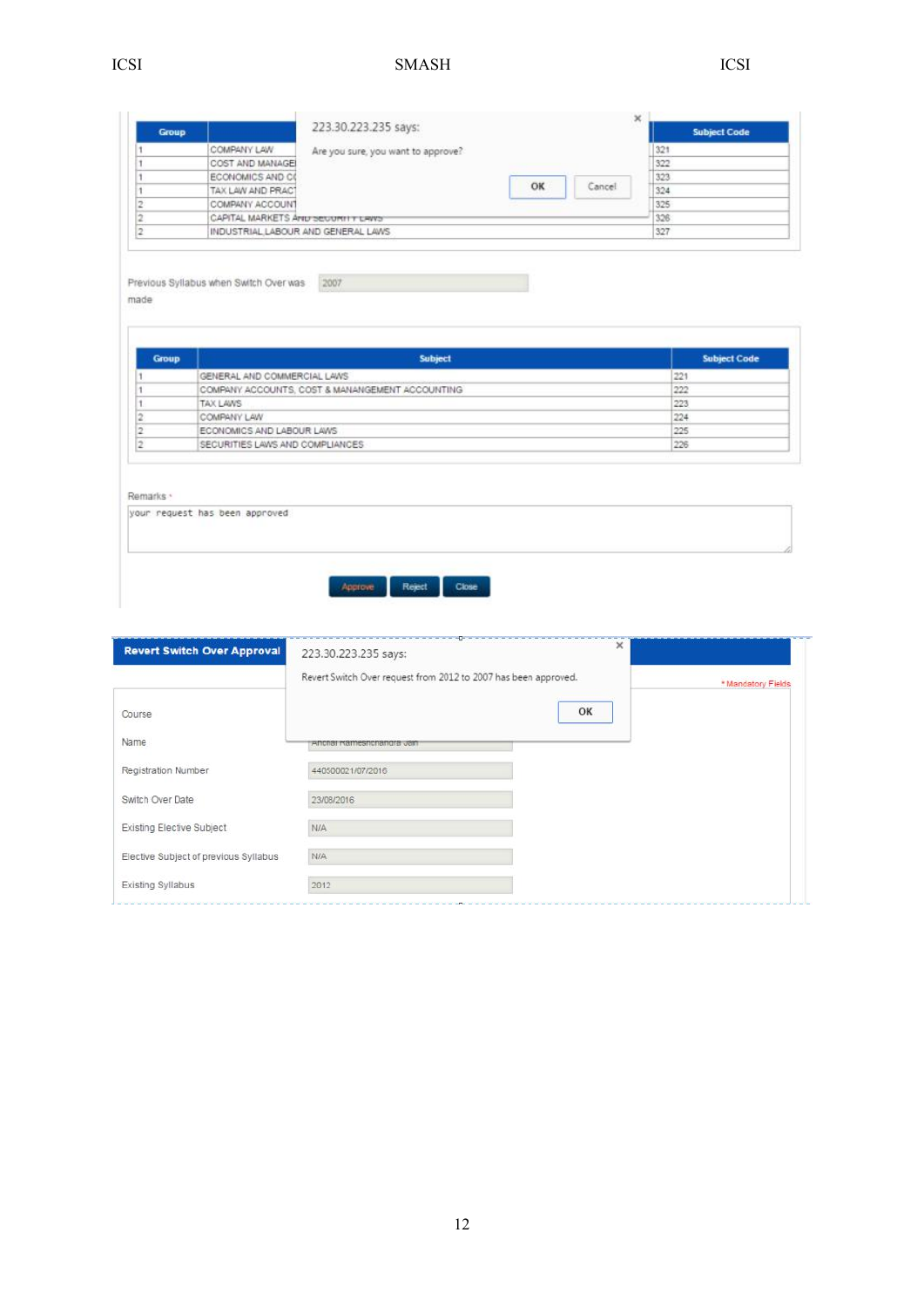223.30.223.235 says:

Are you sure, you want to approve?

OK Cancel

| Group | Subject | Subject Code |
|---|---|---|
| 1 | COMPANY LAW | 321 |
| 1 | COST AND MANAGE | 322 |
| 1 | ECONOMICS AND C | 323 |
| 1 | TAX LAW AND PRAC | 324 |
| 2 | COMPANY ACCOUNT | 325 |
| 2 | CAPITAL MARKETS AND SECURITY LAWS | 326 |
| 2 | INDUSTRIAL LABOUR AND GENERAL LAWS | 327 |

Previous Syllabus when Switch Over was made: 2007

| Group | Subject | Subject Code |
|---|---|---|
| 1 | GENERAL AND COMMERCIAL LAWS | 221 |
| 1 | COMPANY ACCOUNTS, COST & MANANGEMENT ACCOUNTING | 222 |
| 1 | TAX LAWS | 223 |
| 2 | COMPANY LAW | 224 |
| 2 | ECONOMICS AND LABOUR LAWS | 225 |
| 2 | SECURITIES LAWS AND COMPLIANCES | 226 |

Remarks *

your request has been approved

Approve Reject Close

**Revert Switch Over Approval**

223.30.223.235 says:

Revert Switch Over request from 2012 to 2007 has been approved.

OK

* Mandatory Fields

| | |
|---|---|
| Course | |
| Name | Anchal Rameshchandra Jain |
| Registration Number | 440500021/07/2016 |
| Switch Over Date | 23/08/2016 |
| Existing Elective Subject | N/A |
| Elective Subject of previous Syllabus | N/A |
| Existing Syllabus | 2012 |